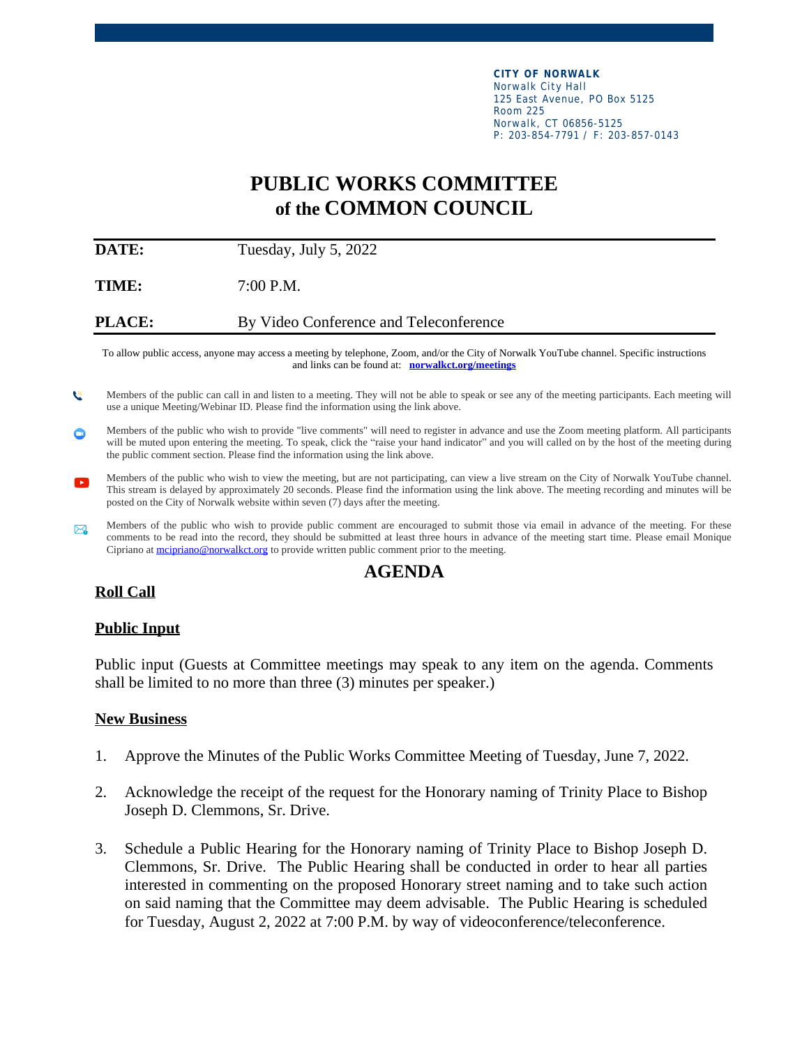**CITY OF NORWALK**
Norwalk City Hall
125 East Avenue, PO Box 5125
Room 225
Norwalk, CT 06856-5125
P: 203-854-7791 / F: 203-857-0143

# PUBLIC WORKS COMMITTEE
## of the COMMON COUNCIL

**DATE:** Tuesday, July 5, 2022

**TIME:** 7:00 P.M.

**PLACE:** By Video Conference and Teleconference

To allow public access, anyone may access a meeting by telephone, Zoom, and/or the City of Norwalk YouTube channel. Specific instructions and links can be found at: **norwalkct.org/meetings**

- Members of the public can call in and listen to a meeting. They will not be able to speak or see any of the meeting participants. Each meeting will use a unique Meeting/Webinar ID. Please find the information using the link above.
- Members of the public who wish to provide "live comments" will need to register in advance and use the Zoom meeting platform. All participants will be muted upon entering the meeting. To speak, click the "raise your hand indicator" and you will called on by the host of the meeting during the public comment section. Please find the information using the link above.
- Members of the public who wish to view the meeting, but are not participating, can view a live stream on the City of Norwalk YouTube channel. This stream is delayed by approximately 20 seconds. Please find the information using the link above. The meeting recording and minutes will be posted on the City of Norwalk website within seven (7) days after the meeting.
- Members of the public who wish to provide public comment are encouraged to submit those via email in advance of the meeting. For these comments to be read into the record, they should be submitted at least three hours in advance of the meeting start time. Please email Monique Cipriano at mcipriano@norwalkct.org to provide written public comment prior to the meeting.

## AGENDA

**Roll Call**

**Public Input**

Public input (Guests at Committee meetings may speak to any item on the agenda. Comments shall be limited to no more than three (3) minutes per speaker.)

**New Business**

1. Approve the Minutes of the Public Works Committee Meeting of Tuesday, June 7, 2022.

2. Acknowledge the receipt of the request for the Honorary naming of Trinity Place to Bishop Joseph D. Clemmons, Sr. Drive.

3. Schedule a Public Hearing for the Honorary naming of Trinity Place to Bishop Joseph D. Clemmons, Sr. Drive. The Public Hearing shall be conducted in order to hear all parties interested in commenting on the proposed Honorary street naming and to take such action on said naming that the Committee may deem advisable. The Public Hearing is scheduled for Tuesday, August 2, 2022 at 7:00 P.M. by way of videoconference/teleconference.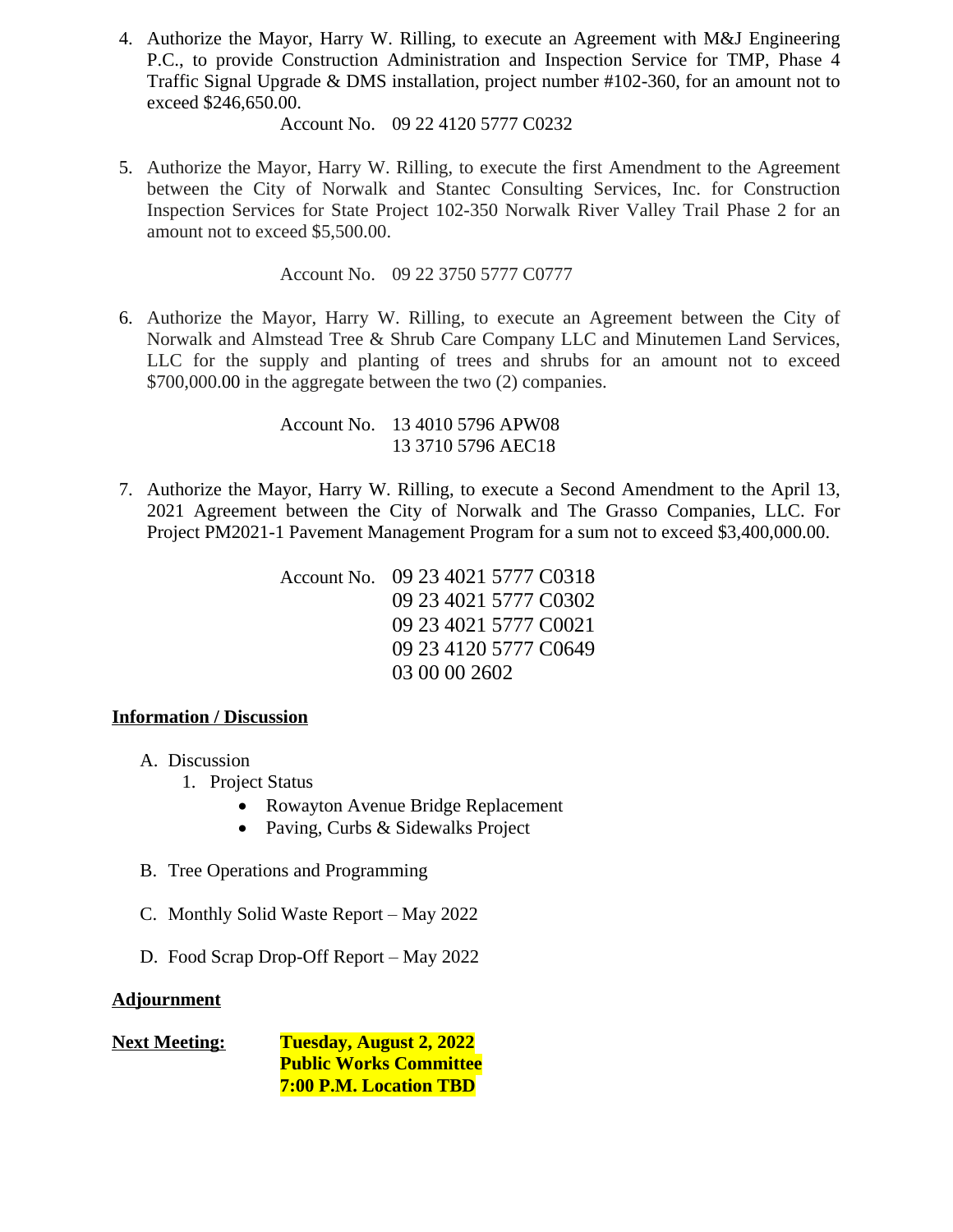4. Authorize the Mayor, Harry W. Rilling, to execute an Agreement with M&J Engineering P.C., to provide Construction Administration and Inspection Service for TMP, Phase 4 Traffic Signal Upgrade & DMS installation, project number #102-360, for an amount not to exceed $246,650.00.

   Account No. 09 22 4120 5777 C0232

5. Authorize the Mayor, Harry W. Rilling, to execute the first Amendment to the Agreement between the City of Norwalk and Stantec Consulting Services, Inc. for Construction Inspection Services for State Project 102-350 Norwalk River Valley Trail Phase 2 for an amount not to exceed $5,500.00.

   Account No. 09 22 3750 5777 C0777

6. Authorize the Mayor, Harry W. Rilling, to execute an Agreement between the City of Norwalk and Almstead Tree & Shrub Care Company LLC and Minutemen Land Services, LLC for the supply and planting of trees and shrubs for an amount not to exceed $700,000.00 in the aggregate between the two (2) companies.

   Account No. 13 4010 5796 APW08
   13 3710 5796 AEC18

7. Authorize the Mayor, Harry W. Rilling, to execute a Second Amendment to the April 13, 2021 Agreement between the City of Norwalk and The Grasso Companies, LLC. For Project PM2021-1 Pavement Management Program for a sum not to exceed $3,400,000.00.

   Account No. 09 23 4021 5777 C0318
   09 23 4021 5777 C0302
   09 23 4021 5777 C0021
   09 23 4120 5777 C0649
   03 00 00 2602

**Information / Discussion**

A. Discussion
   1. Project Status
      - Rowayton Avenue Bridge Replacement
      - Paving, Curbs & Sidewalks Project

B. Tree Operations and Programming

C. Monthly Solid Waste Report – May 2022

D. Food Scrap Drop-Off Report – May 2022

**Adjournment**

**Next Meeting:** **Tuesday, August 2, 2022**
**Public Works Committee**
**7:00 P.M. Location TBD**